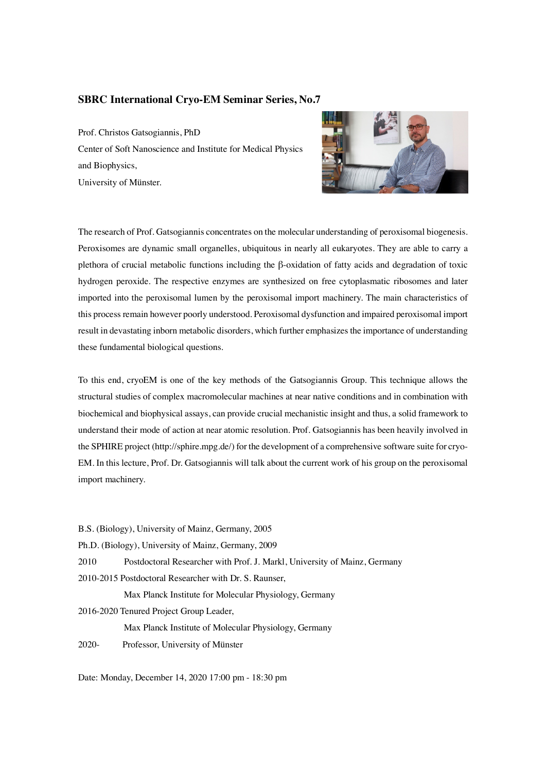## SBRC International Cryo-EM Seminar Series, No.7

Prof. Christos Gatsogiannis, PhD
Center of Soft Nanoscience and Institute for Medical Physics and Biophysics,
University of Münster.

The research of Prof. Gatsogiannis concentrates on the molecular understanding of peroxisomal biogenesis. Peroxisomes are dynamic small organelles, ubiquitous in nearly all eukaryotes. They are able to carry a plethora of crucial metabolic functions including the β-oxidation of fatty acids and degradation of toxic hydrogen peroxide. The respective enzymes are synthesized on free cytoplasmatic ribosomes and later imported into the peroxisomal lumen by the peroxisomal import machinery. The main characteristics of this process remain however poorly understood. Peroxisomal dysfunction and impaired peroxisomal import result in devastating inborn metabolic disorders, which further emphasizes the importance of understanding these fundamental biological questions.

To this end, cryoEM is one of the key methods of the Gatsogiannis Group. This technique allows the structural studies of complex macromolecular machines at near native conditions and in combination with biochemical and biophysical assays, can provide crucial mechanistic insight and thus, a solid framework to understand their mode of action at near atomic resolution. Prof. Gatsogiannis has been heavily involved in the SPHIRE project (http://sphire.mpg.de/) for the development of a comprehensive software suite for cryo-EM. In this lecture, Prof. Dr. Gatsogiannis will talk about the current work of his group on the peroxisomal import machinery.

B.S. (Biology), University of Mainz, Germany, 2005
Ph.D. (Biology), University of Mainz, Germany, 2009
2010 Postdoctoral Researcher with Prof. J. Markl, University of Mainz, Germany
2010-2015 Postdoctoral Researcher with Dr. S. Raunser,
Max Planck Institute for Molecular Physiology, Germany
2016-2020 Tenured Project Group Leader,
Max Planck Institute of Molecular Physiology, Germany
2020- Professor, University of Münster

Date: Monday, December 14, 2020 17:00 pm - 18:30 pm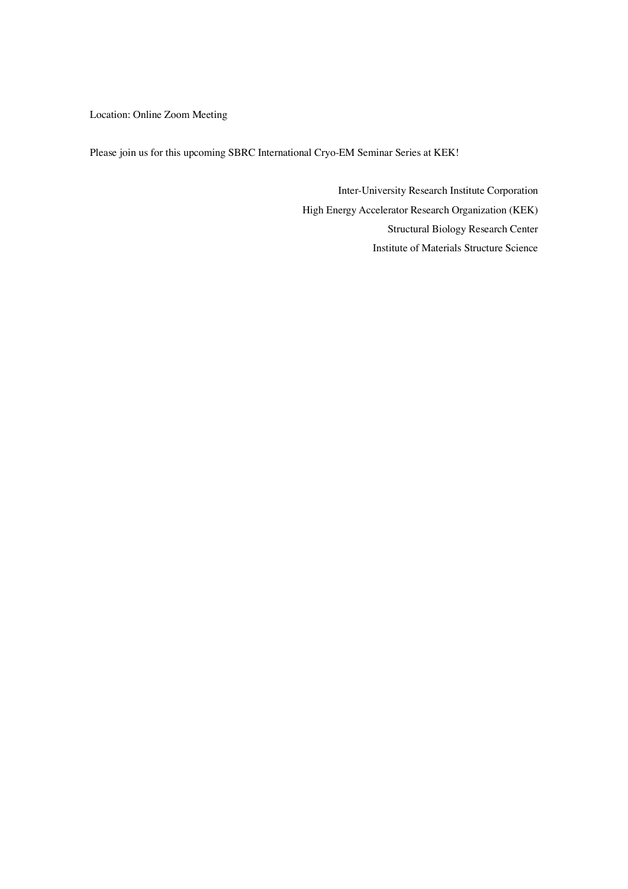Location: Online Zoom Meeting

Please join us for this upcoming SBRC International Cryo-EM Seminar Series at KEK!

Inter-University Research Institute Corporation

High Energy Accelerator Research Organization (KEK)

Structural Biology Research Center

Institute of Materials Structure Science